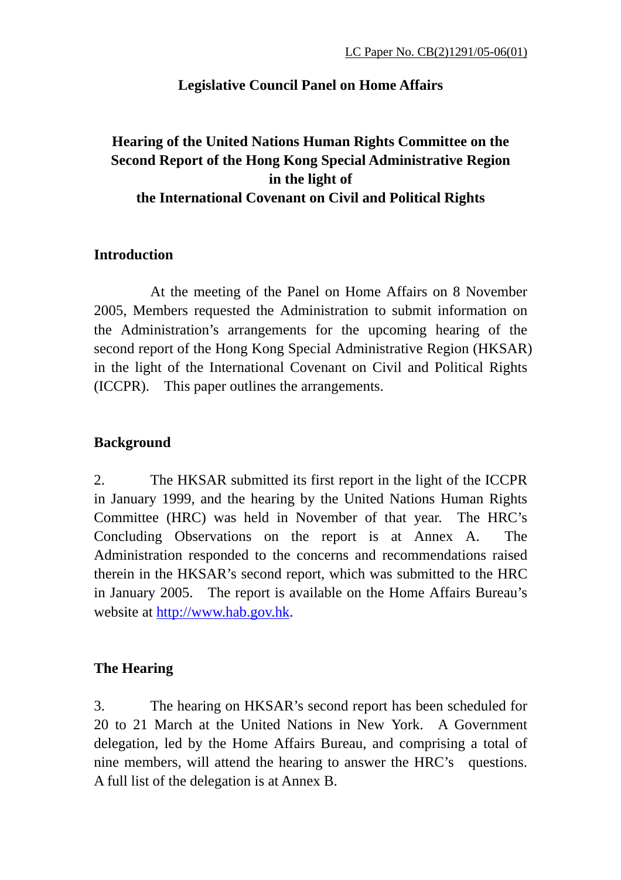LC Paper No. CB(2)1291/05-06(01)

**Legislative Council Panel on Home Affairs**

# Hearing of the United Nations Human Rights Committee on the Second Report of the Hong Kong Special Administrative Region in the light of the International Covenant on Civil and Political Rights

## Introduction

At the meeting of the Panel on Home Affairs on 8 November 2005, Members requested the Administration to submit information on the Administration's arrangements for the upcoming hearing of the second report of the Hong Kong Special Administrative Region (HKSAR) in the light of the International Covenant on Civil and Political Rights (ICCPR). This paper outlines the arrangements.

## Background

2. The HKSAR submitted its first report in the light of the ICCPR in January 1999, and the hearing by the United Nations Human Rights Committee (HRC) was held in November of that year. The HRC's Concluding Observations on the report is at Annex A. The Administration responded to the concerns and recommendations raised therein in the HKSAR's second report, which was submitted to the HRC in January 2005. The report is available on the Home Affairs Bureau's website at http://www.hab.gov.hk.

## The Hearing

3. The hearing on HKSAR's second report has been scheduled for 20 to 21 March at the United Nations in New York. A Government delegation, led by the Home Affairs Bureau, and comprising a total of nine members, will attend the hearing to answer the HRC's questions. A full list of the delegation is at Annex B.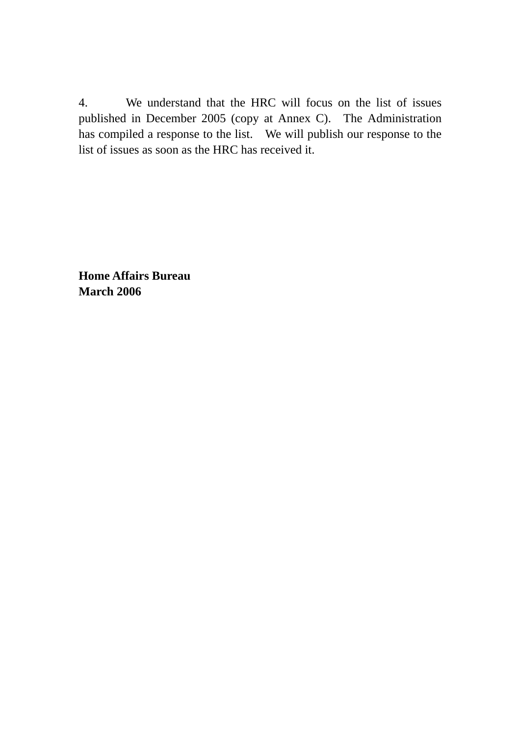4. We understand that the HRC will focus on the list of issues published in December 2005 (copy at Annex C). The Administration has compiled a response to the list. We will publish our response to the list of issues as soon as the HRC has received it.

**Home Affairs Bureau**
**March 2006**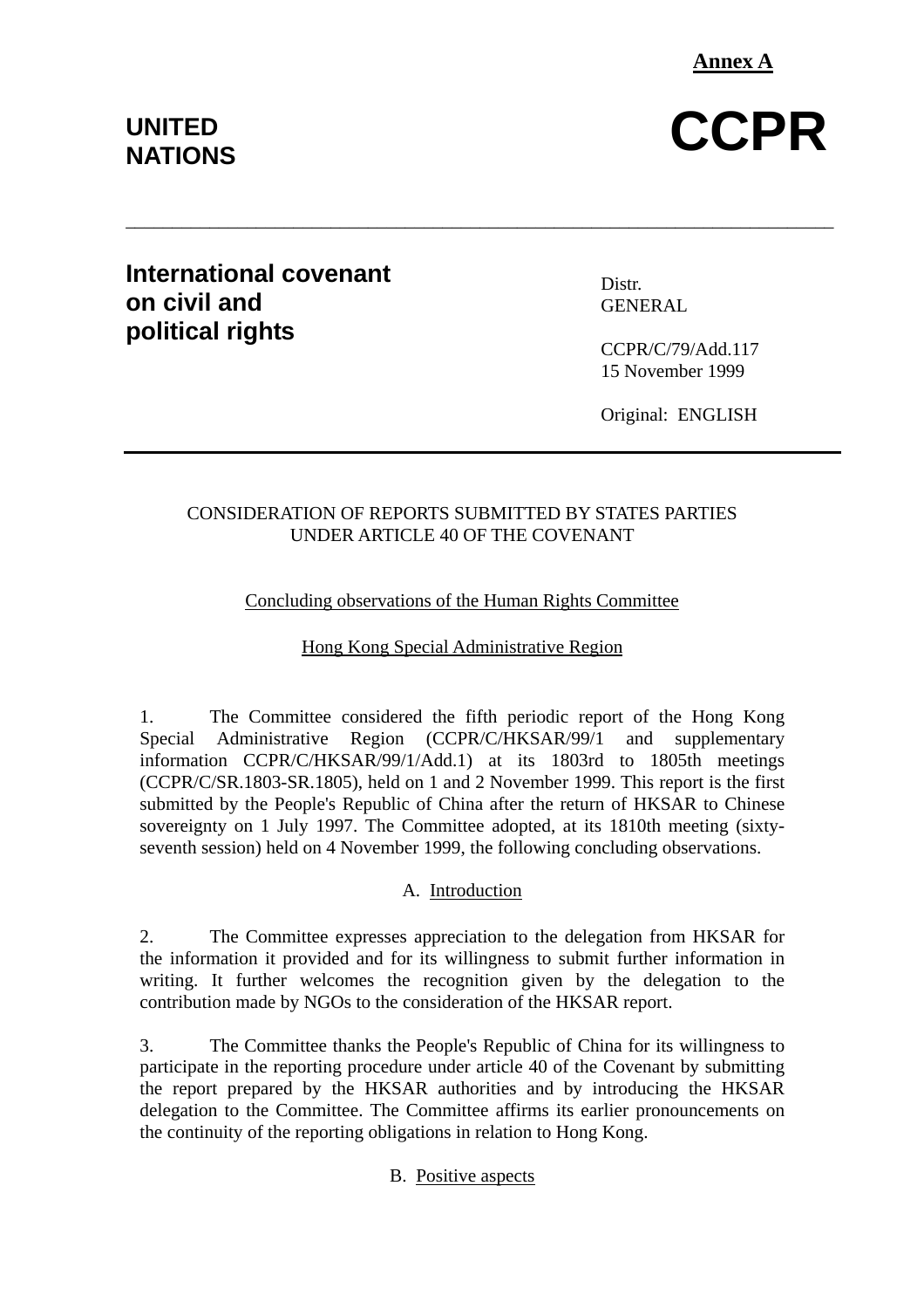**Annex A**

**UNITED NATIONS**

# CCPR

---

**International covenant on civil and political rights**

Distr.
GENERAL

CCPR/C/79/Add.117
15 November 1999

Original: ENGLISH

---

CONSIDERATION OF REPORTS SUBMITTED BY STATES PARTIES UNDER ARTICLE 40 OF THE COVENANT

Concluding observations of the Human Rights Committee

Hong Kong Special Administrative Region

1. The Committee considered the fifth periodic report of the Hong Kong Special Administrative Region (CCPR/C/HKSAR/99/1 and supplementary information CCPR/C/HKSAR/99/1/Add.1) at its 1803rd to 1805th meetings (CCPR/C/SR.1803-SR.1805), held on 1 and 2 November 1999. This report is the first submitted by the People's Republic of China after the return of HKSAR to Chinese sovereignty on 1 July 1997. The Committee adopted, at its 1810th meeting (sixty-seventh session) held on 4 November 1999, the following concluding observations.

## A. Introduction

2. The Committee expresses appreciation to the delegation from HKSAR for the information it provided and for its willingness to submit further information in writing. It further welcomes the recognition given by the delegation to the contribution made by NGOs to the consideration of the HKSAR report.

3. The Committee thanks the People's Republic of China for its willingness to participate in the reporting procedure under article 40 of the Covenant by submitting the report prepared by the HKSAR authorities and by introducing the HKSAR delegation to the Committee. The Committee affirms its earlier pronouncements on the continuity of the reporting obligations in relation to Hong Kong.

## B. Positive aspects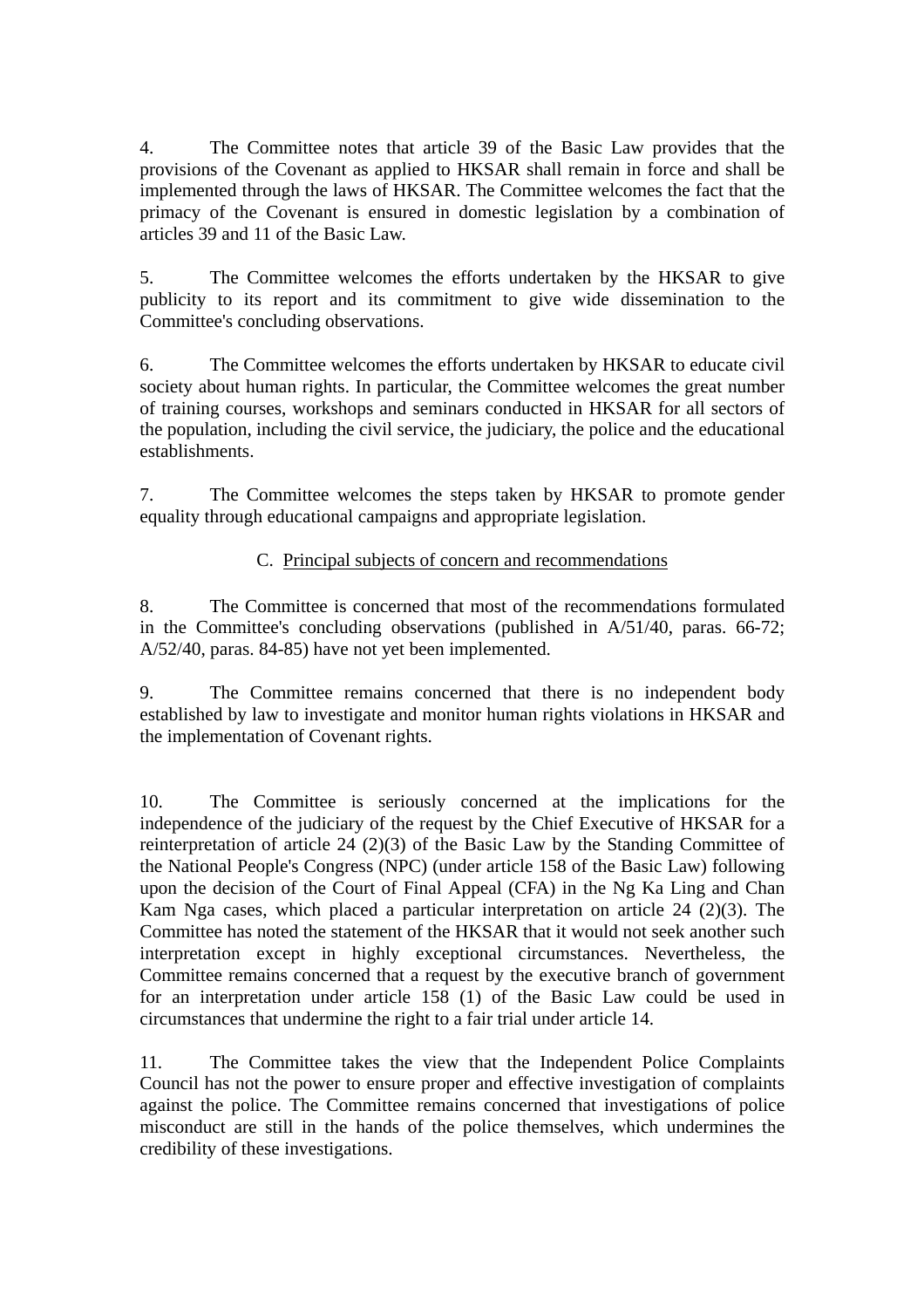4. The Committee notes that article 39 of the Basic Law provides that the provisions of the Covenant as applied to HKSAR shall remain in force and shall be implemented through the laws of HKSAR. The Committee welcomes the fact that the primacy of the Covenant is ensured in domestic legislation by a combination of articles 39 and 11 of the Basic Law.

5. The Committee welcomes the efforts undertaken by the HKSAR to give publicity to its report and its commitment to give wide dissemination to the Committee's concluding observations.

6. The Committee welcomes the efforts undertaken by HKSAR to educate civil society about human rights. In particular, the Committee welcomes the great number of training courses, workshops and seminars conducted in HKSAR for all sectors of the population, including the civil service, the judiciary, the police and the educational establishments.

7. The Committee welcomes the steps taken by HKSAR to promote gender equality through educational campaigns and appropriate legislation.

## C. Principal subjects of concern and recommendations

8. The Committee is concerned that most of the recommendations formulated in the Committee's concluding observations (published in A/51/40, paras. 66-72; A/52/40, paras. 84-85) have not yet been implemented.

9. The Committee remains concerned that there is no independent body established by law to investigate and monitor human rights violations in HKSAR and the implementation of Covenant rights.

10. The Committee is seriously concerned at the implications for the independence of the judiciary of the request by the Chief Executive of HKSAR for a reinterpretation of article 24 (2)(3) of the Basic Law by the Standing Committee of the National People's Congress (NPC) (under article 158 of the Basic Law) following upon the decision of the Court of Final Appeal (CFA) in the Ng Ka Ling and Chan Kam Nga cases, which placed a particular interpretation on article 24 (2)(3). The Committee has noted the statement of the HKSAR that it would not seek another such interpretation except in highly exceptional circumstances. Nevertheless, the Committee remains concerned that a request by the executive branch of government for an interpretation under article 158 (1) of the Basic Law could be used in circumstances that undermine the right to a fair trial under article 14.

11. The Committee takes the view that the Independent Police Complaints Council has not the power to ensure proper and effective investigation of complaints against the police. The Committee remains concerned that investigations of police misconduct are still in the hands of the police themselves, which undermines the credibility of these investigations.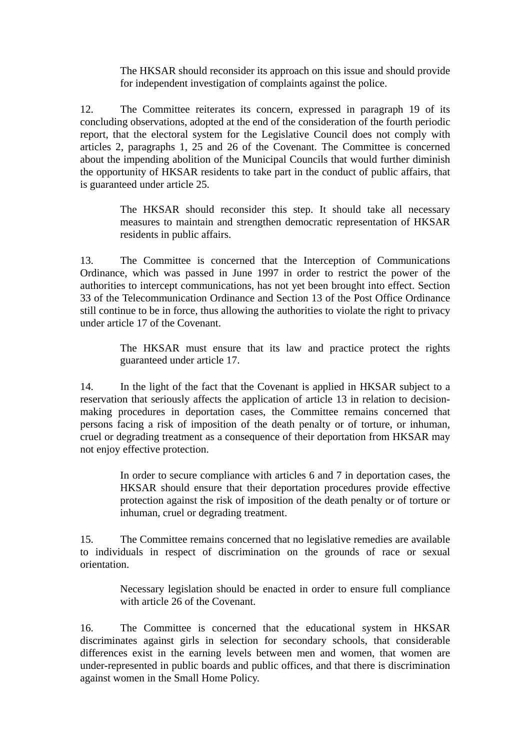> The HKSAR should reconsider its approach on this issue and should provide for independent investigation of complaints against the police.

12. The Committee reiterates its concern, expressed in paragraph 19 of its concluding observations, adopted at the end of the consideration of the fourth periodic report, that the electoral system for the Legislative Council does not comply with articles 2, paragraphs 1, 25 and 26 of the Covenant. The Committee is concerned about the impending abolition of the Municipal Councils that would further diminish the opportunity of HKSAR residents to take part in the conduct of public affairs, that is guaranteed under article 25.

> The HKSAR should reconsider this step. It should take all necessary measures to maintain and strengthen democratic representation of HKSAR residents in public affairs.

13. The Committee is concerned that the Interception of Communications Ordinance, which was passed in June 1997 in order to restrict the power of the authorities to intercept communications, has not yet been brought into effect. Section 33 of the Telecommunication Ordinance and Section 13 of the Post Office Ordinance still continue to be in force, thus allowing the authorities to violate the right to privacy under article 17 of the Covenant.

> The HKSAR must ensure that its law and practice protect the rights guaranteed under article 17.

14. In the light of the fact that the Covenant is applied in HKSAR subject to a reservation that seriously affects the application of article 13 in relation to decision-making procedures in deportation cases, the Committee remains concerned that persons facing a risk of imposition of the death penalty or of torture, or inhuman, cruel or degrading treatment as a consequence of their deportation from HKSAR may not enjoy effective protection.

> In order to secure compliance with articles 6 and 7 in deportation cases, the HKSAR should ensure that their deportation procedures provide effective protection against the risk of imposition of the death penalty or of torture or inhuman, cruel or degrading treatment.

15. The Committee remains concerned that no legislative remedies are available to individuals in respect of discrimination on the grounds of race or sexual orientation.

> Necessary legislation should be enacted in order to ensure full compliance with article 26 of the Covenant.

16. The Committee is concerned that the educational system in HKSAR discriminates against girls in selection for secondary schools, that considerable differences exist in the earning levels between men and women, that women are under-represented in public boards and public offices, and that there is discrimination against women in the Small Home Policy.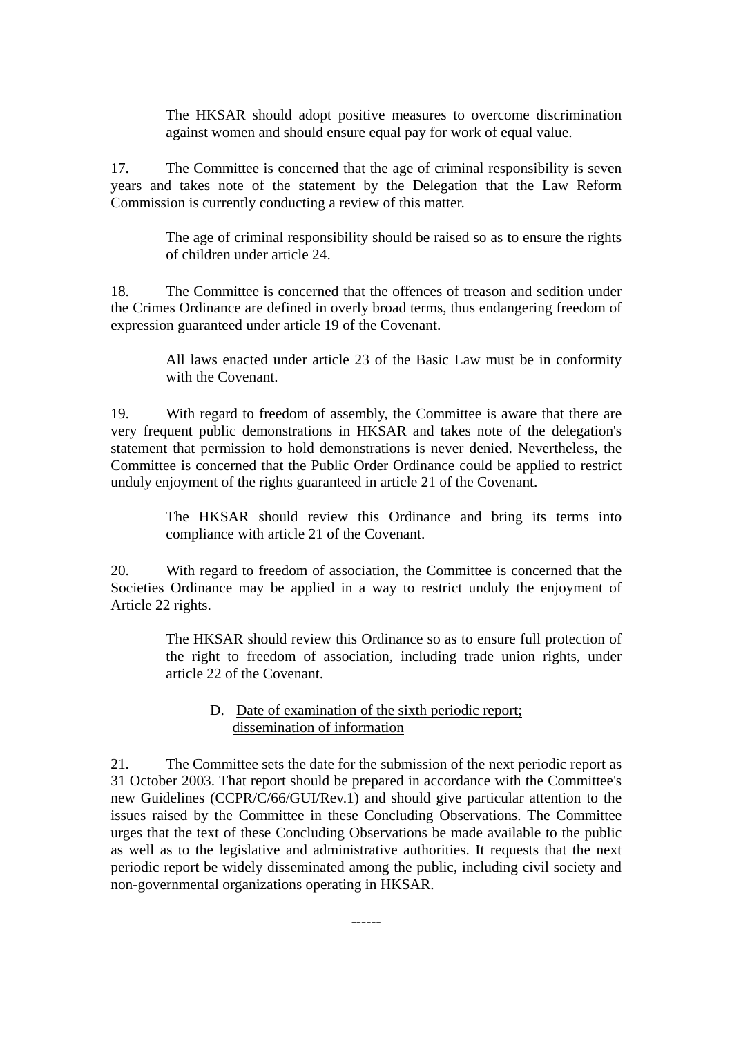> The HKSAR should adopt positive measures to overcome discrimination against women and should ensure equal pay for work of equal value.

17. The Committee is concerned that the age of criminal responsibility is seven years and takes note of the statement by the Delegation that the Law Reform Commission is currently conducting a review of this matter.

> The age of criminal responsibility should be raised so as to ensure the rights of children under article 24.

18. The Committee is concerned that the offences of treason and sedition under the Crimes Ordinance are defined in overly broad terms, thus endangering freedom of expression guaranteed under article 19 of the Covenant.

> All laws enacted under article 23 of the Basic Law must be in conformity with the Covenant.

19. With regard to freedom of assembly, the Committee is aware that there are very frequent public demonstrations in HKSAR and takes note of the delegation's statement that permission to hold demonstrations is never denied. Nevertheless, the Committee is concerned that the Public Order Ordinance could be applied to restrict unduly enjoyment of the rights guaranteed in article 21 of the Covenant.

> The HKSAR should review this Ordinance and bring its terms into compliance with article 21 of the Covenant.

20. With regard to freedom of association, the Committee is concerned that the Societies Ordinance may be applied in a way to restrict unduly the enjoyment of Article 22 rights.

> The HKSAR should review this Ordinance so as to ensure full protection of the right to freedom of association, including trade union rights, under article 22 of the Covenant.

## D. Date of examination of the sixth periodic report; dissemination of information

21. The Committee sets the date for the submission of the next periodic report as 31 October 2003. That report should be prepared in accordance with the Committee's new Guidelines (CCPR/C/66/GUI/Rev.1) and should give particular attention to the issues raised by the Committee in these Concluding Observations. The Committee urges that the text of these Concluding Observations be made available to the public as well as to the legislative and administrative authorities. It requests that the next periodic report be widely disseminated among the public, including civil society and non-governmental organizations operating in HKSAR.

------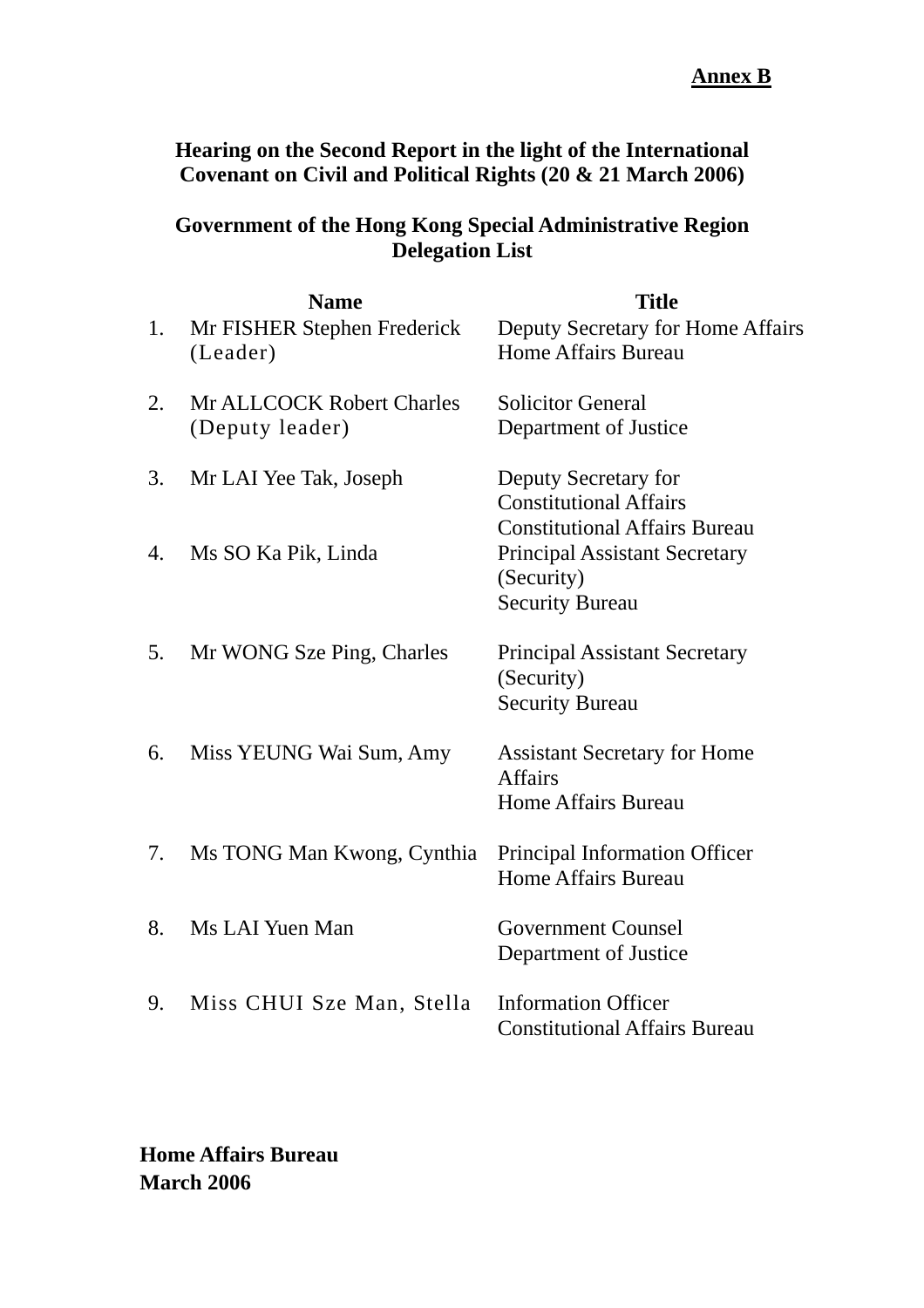**Annex B**

**Hearing on the Second Report in the light of the International Covenant on Civil and Political Rights (20 & 21 March 2006)**

**Government of the Hong Kong Special Administrative Region Delegation List**

| | Name | Title |
|---|---|---|
| 1. | Mr FISHER Stephen Frederick (Leader) | Deputy Secretary for Home Affairs<br>Home Affairs Bureau |
| 2. | Mr ALLCOCK Robert Charles (Deputy leader) | Solicitor General<br>Department of Justice |
| 3. | Mr LAI Yee Tak, Joseph | Deputy Secretary for Constitutional Affairs<br>Constitutional Affairs Bureau |
| 4. | Ms SO Ka Pik, Linda | Principal Assistant Secretary (Security)<br>Security Bureau |
| 5. | Mr WONG Sze Ping, Charles | Principal Assistant Secretary (Security)<br>Security Bureau |
| 6. | Miss YEUNG Wai Sum, Amy | Assistant Secretary for Home Affairs<br>Home Affairs Bureau |
| 7. | Ms TONG Man Kwong, Cynthia | Principal Information Officer<br>Home Affairs Bureau |
| 8. | Ms LAI Yuen Man | Government Counsel<br>Department of Justice |
| 9. | Miss CHUI Sze Man, Stella | Information Officer<br>Constitutional Affairs Bureau |

**Home Affairs Bureau**
**March 2006**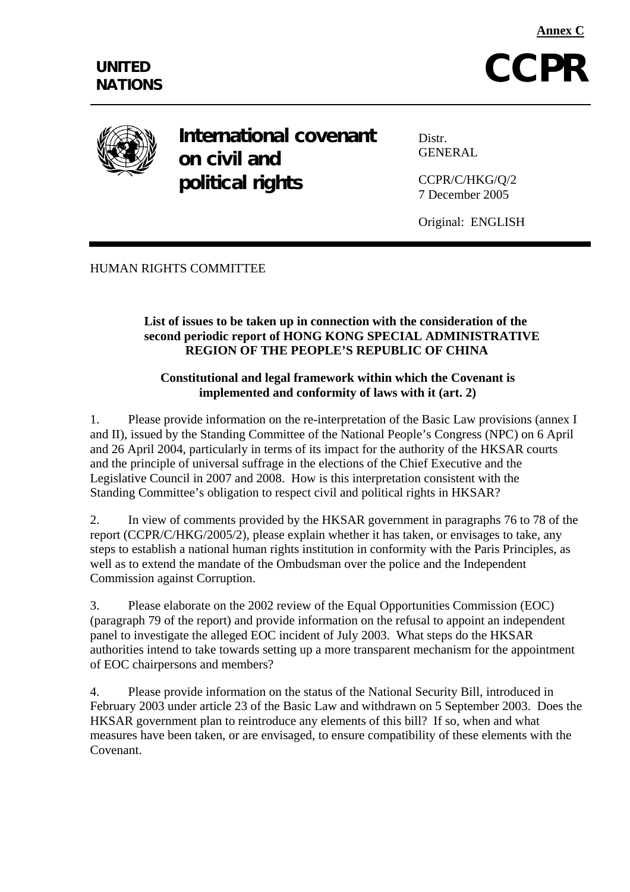**Annex C**

UNITED NATIONS

# CCPR

# International covenant on civil and political rights

Distr.
GENERAL

CCPR/C/HKG/Q/2
7 December 2005

Original: ENGLISH

HUMAN RIGHTS COMMITTEE

**List of issues to be taken up in connection with the consideration of the second periodic report of HONG KONG SPECIAL ADMINISTRATIVE REGION OF THE PEOPLE'S REPUBLIC OF CHINA**

**Constitutional and legal framework within which the Covenant is implemented and conformity of laws with it (art. 2)**

1. Please provide information on the re-interpretation of the Basic Law provisions (annex I and II), issued by the Standing Committee of the National People's Congress (NPC) on 6 April and 26 April 2004, particularly in terms of its impact for the authority of the HKSAR courts and the principle of universal suffrage in the elections of the Chief Executive and the Legislative Council in 2007 and 2008. How is this interpretation consistent with the Standing Committee's obligation to respect civil and political rights in HKSAR?

2. In view of comments provided by the HKSAR government in paragraphs 76 to 78 of the report (CCPR/C/HKG/2005/2), please explain whether it has taken, or envisages to take, any steps to establish a national human rights institution in conformity with the Paris Principles, as well as to extend the mandate of the Ombudsman over the police and the Independent Commission against Corruption.

3. Please elaborate on the 2002 review of the Equal Opportunities Commission (EOC) (paragraph 79 of the report) and provide information on the refusal to appoint an independent panel to investigate the alleged EOC incident of July 2003. What steps do the HKSAR authorities intend to take towards setting up a more transparent mechanism for the appointment of EOC chairpersons and members?

4. Please provide information on the status of the National Security Bill, introduced in February 2003 under article 23 of the Basic Law and withdrawn on 5 September 2003. Does the HKSAR government plan to reintroduce any elements of this bill? If so, when and what measures have been taken, or are envisaged, to ensure compatibility of these elements with the Covenant.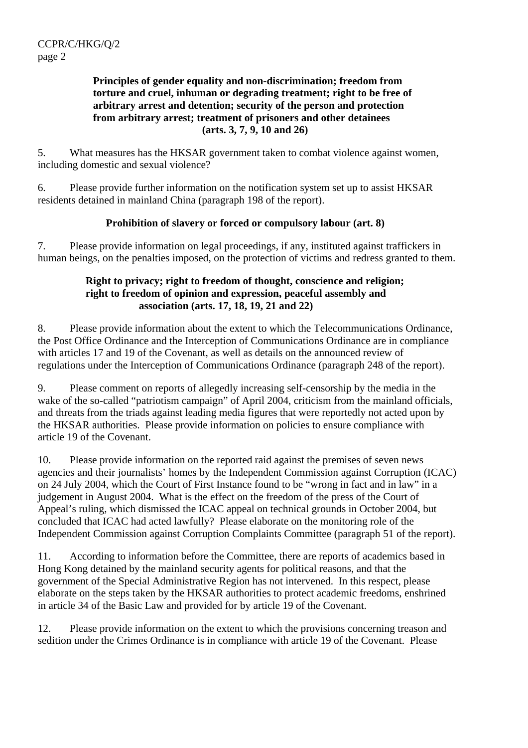**Principles of gender equality and non-discrimination; freedom from torture and cruel, inhuman or degrading treatment; right to be free of arbitrary arrest and detention; security of the person and protection from arbitrary arrest; treatment of prisoners and other detainees (arts. 3, 7, 9, 10 and 26)**

5. What measures has the HKSAR government taken to combat violence against women, including domestic and sexual violence?

6. Please provide further information on the notification system set up to assist HKSAR residents detained in mainland China (paragraph 198 of the report).

**Prohibition of slavery or forced or compulsory labour (art. 8)**

7. Please provide information on legal proceedings, if any, instituted against traffickers in human beings, on the penalties imposed, on the protection of victims and redress granted to them.

**Right to privacy; right to freedom of thought, conscience and religion; right to freedom of opinion and expression, peaceful assembly and association (arts. 17, 18, 19, 21 and 22)**

8. Please provide information about the extent to which the Telecommunications Ordinance, the Post Office Ordinance and the Interception of Communications Ordinance are in compliance with articles 17 and 19 of the Covenant, as well as details on the announced review of regulations under the Interception of Communications Ordinance (paragraph 248 of the report).

9. Please comment on reports of allegedly increasing self-censorship by the media in the wake of the so-called "patriotism campaign" of April 2004, criticism from the mainland officials, and threats from the triads against leading media figures that were reportedly not acted upon by the HKSAR authorities. Please provide information on policies to ensure compliance with article 19 of the Covenant.

10. Please provide information on the reported raid against the premises of seven news agencies and their journalists' homes by the Independent Commission against Corruption (ICAC) on 24 July 2004, which the Court of First Instance found to be "wrong in fact and in law" in a judgement in August 2004. What is the effect on the freedom of the press of the Court of Appeal's ruling, which dismissed the ICAC appeal on technical grounds in October 2004, but concluded that ICAC had acted lawfully? Please elaborate on the monitoring role of the Independent Commission against Corruption Complaints Committee (paragraph 51 of the report).

11. According to information before the Committee, there are reports of academics based in Hong Kong detained by the mainland security agents for political reasons, and that the government of the Special Administrative Region has not intervened. In this respect, please elaborate on the steps taken by the HKSAR authorities to protect academic freedoms, enshrined in article 34 of the Basic Law and provided for by article 19 of the Covenant.

12. Please provide information on the extent to which the provisions concerning treason and sedition under the Crimes Ordinance is in compliance with article 19 of the Covenant. Please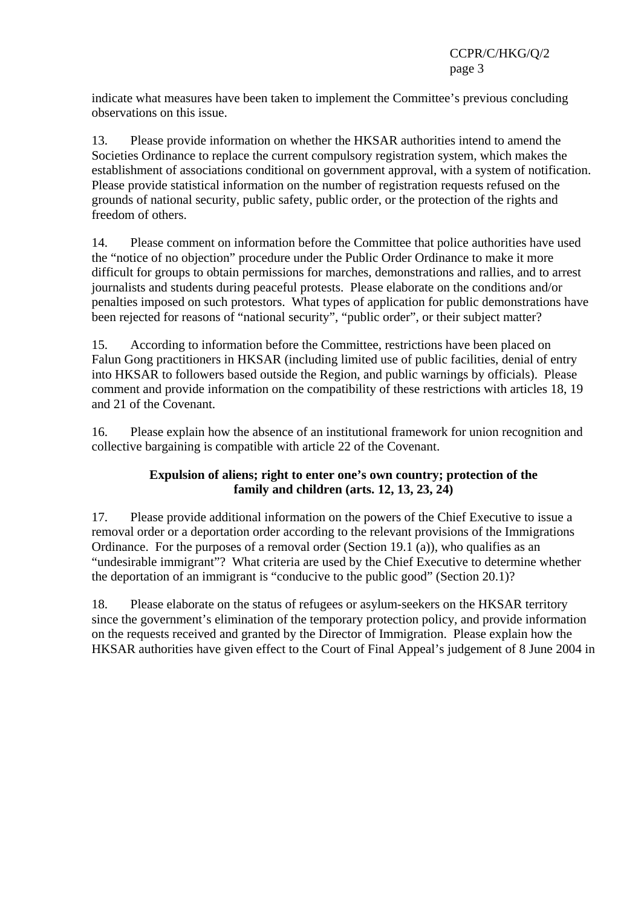indicate what measures have been taken to implement the Committee's previous concluding observations on this issue.

13. Please provide information on whether the HKSAR authorities intend to amend the Societies Ordinance to replace the current compulsory registration system, which makes the establishment of associations conditional on government approval, with a system of notification. Please provide statistical information on the number of registration requests refused on the grounds of national security, public safety, public order, or the protection of the rights and freedom of others.

14. Please comment on information before the Committee that police authorities have used the "notice of no objection" procedure under the Public Order Ordinance to make it more difficult for groups to obtain permissions for marches, demonstrations and rallies, and to arrest journalists and students during peaceful protests. Please elaborate on the conditions and/or penalties imposed on such protestors. What types of application for public demonstrations have been rejected for reasons of "national security", "public order", or their subject matter?

15. According to information before the Committee, restrictions have been placed on Falun Gong practitioners in HKSAR (including limited use of public facilities, denial of entry into HKSAR to followers based outside the Region, and public warnings by officials). Please comment and provide information on the compatibility of these restrictions with articles 18, 19 and 21 of the Covenant.

16. Please explain how the absence of an institutional framework for union recognition and collective bargaining is compatible with article 22 of the Covenant.

**Expulsion of aliens; right to enter one's own country; protection of the family and children (arts. 12, 13, 23, 24)**

17. Please provide additional information on the powers of the Chief Executive to issue a removal order or a deportation order according to the relevant provisions of the Immigrations Ordinance. For the purposes of a removal order (Section 19.1 (a)), who qualifies as an "undesirable immigrant"? What criteria are used by the Chief Executive to determine whether the deportation of an immigrant is "conducive to the public good" (Section 20.1)?

18. Please elaborate on the status of refugees or asylum-seekers on the HKSAR territory since the government's elimination of the temporary protection policy, and provide information on the requests received and granted by the Director of Immigration. Please explain how the HKSAR authorities have given effect to the Court of Final Appeal's judgement of 8 June 2004 in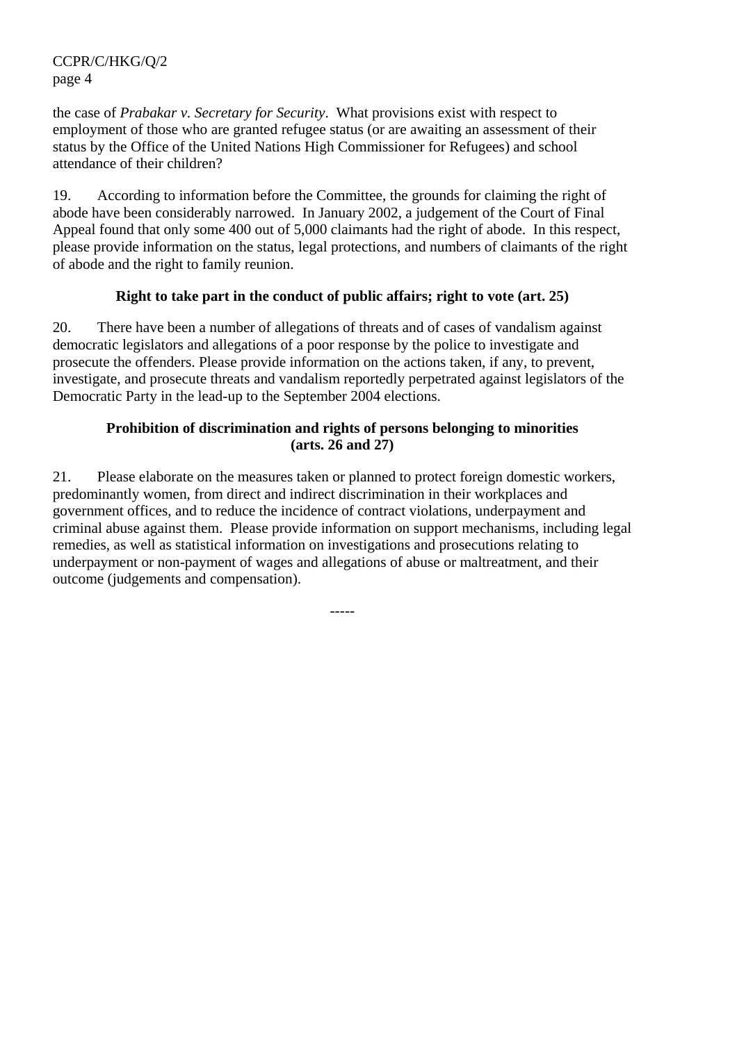the case of *Prabakar v. Secretary for Security*. What provisions exist with respect to employment of those who are granted refugee status (or are awaiting an assessment of their status by the Office of the United Nations High Commissioner for Refugees) and school attendance of their children?

19. According to information before the Committee, the grounds for claiming the right of abode have been considerably narrowed. In January 2002, a judgement of the Court of Final Appeal found that only some 400 out of 5,000 claimants had the right of abode. In this respect, please provide information on the status, legal protections, and numbers of claimants of the right of abode and the right to family reunion.

**Right to take part in the conduct of public affairs; right to vote (art. 25)**

20. There have been a number of allegations of threats and of cases of vandalism against democratic legislators and allegations of a poor response by the police to investigate and prosecute the offenders. Please provide information on the actions taken, if any, to prevent, investigate, and prosecute threats and vandalism reportedly perpetrated against legislators of the Democratic Party in the lead-up to the September 2004 elections.

**Prohibition of discrimination and rights of persons belonging to minorities (arts. 26 and 27)**

21. Please elaborate on the measures taken or planned to protect foreign domestic workers, predominantly women, from direct and indirect discrimination in their workplaces and government offices, and to reduce the incidence of contract violations, underpayment and criminal abuse against them. Please provide information on support mechanisms, including legal remedies, as well as statistical information on investigations and prosecutions relating to underpayment or non-payment of wages and allegations of abuse or maltreatment, and their outcome (judgements and compensation).

-----